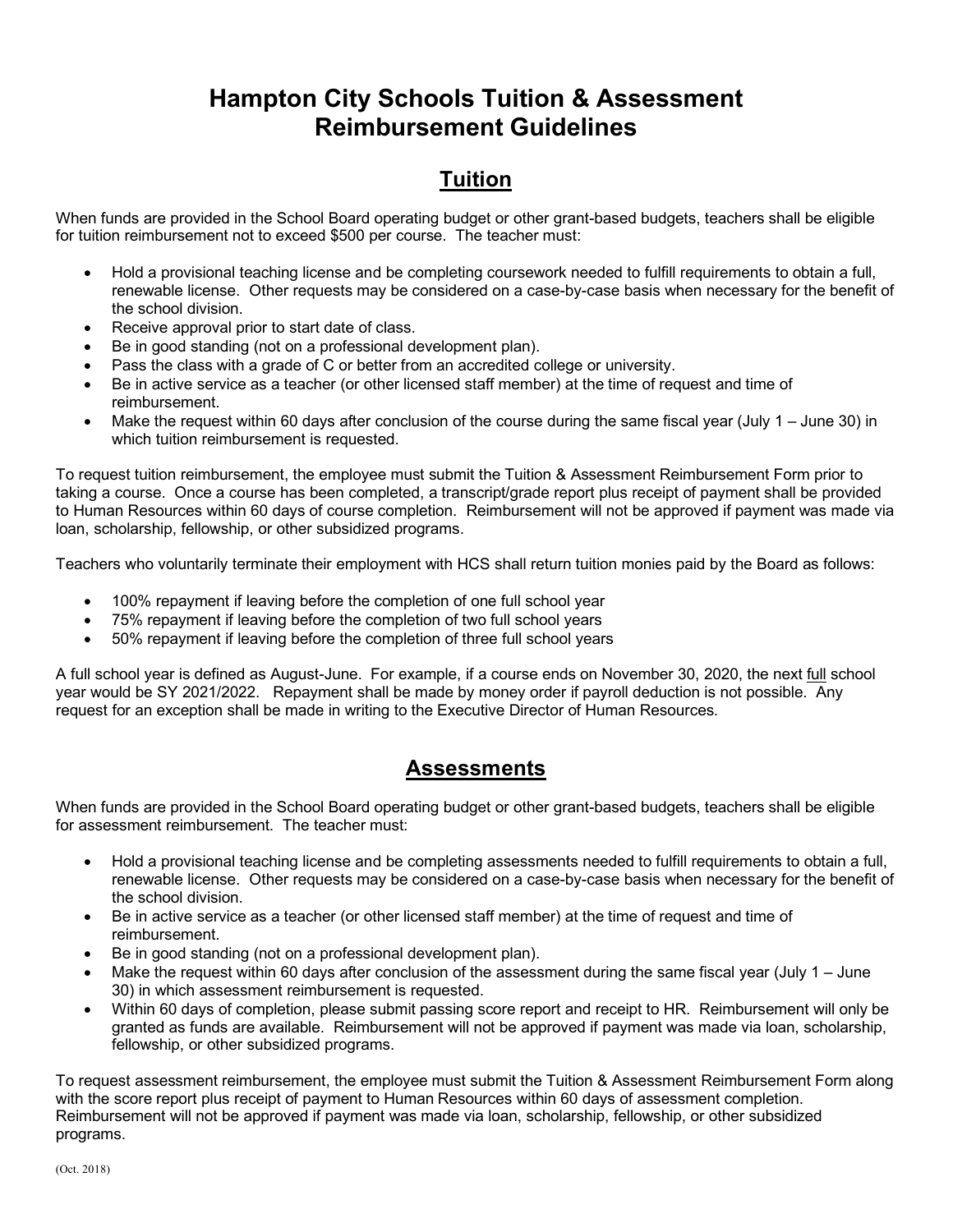# Hampton City Schools Tuition & Assessment Reimbursement Guidelines

## Tuition

When funds are provided in the School Board operating budget or other grant-based budgets, teachers shall be eligible for tuition reimbursement not to exceed $500 per course. The teacher must:

- Hold a provisional teaching license and be completing coursework needed to fulfill requirements to obtain a full, renewable license. Other requests may be considered on a case-by-case basis when necessary for the benefit of the school division.
- Receive approval prior to start date of class.
- Be in good standing (not on a professional development plan).
- Pass the class with a grade of C or better from an accredited college or university.
- Be in active service as a teacher (or other licensed staff member) at the time of request and time of reimbursement.
- Make the request within 60 days after conclusion of the course during the same fiscal year (July 1 – June 30) in which tuition reimbursement is requested.

To request tuition reimbursement, the employee must submit the Tuition & Assessment Reimbursement Form prior to taking a course. Once a course has been completed, a transcript/grade report plus receipt of payment shall be provided to Human Resources within 60 days of course completion. Reimbursement will not be approved if payment was made via loan, scholarship, fellowship, or other subsidized programs.

Teachers who voluntarily terminate their employment with HCS shall return tuition monies paid by the Board as follows:

- 100% repayment if leaving before the completion of one full school year
- 75% repayment if leaving before the completion of two full school years
- 50% repayment if leaving before the completion of three full school years

A full school year is defined as August-June. For example, if a course ends on November 30, 2020, the next full school year would be SY 2021/2022. Repayment shall be made by money order if payroll deduction is not possible. Any request for an exception shall be made in writing to the Executive Director of Human Resources.

## Assessments

When funds are provided in the School Board operating budget or other grant-based budgets, teachers shall be eligible for assessment reimbursement. The teacher must:

- Hold a provisional teaching license and be completing assessments needed to fulfill requirements to obtain a full, renewable license. Other requests may be considered on a case-by-case basis when necessary for the benefit of the school division.
- Be in active service as a teacher (or other licensed staff member) at the time of request and time of reimbursement.
- Be in good standing (not on a professional development plan).
- Make the request within 60 days after conclusion of the assessment during the same fiscal year (July 1 – June 30) in which assessment reimbursement is requested.
- Within 60 days of completion, please submit passing score report and receipt to HR. Reimbursement will only be granted as funds are available. Reimbursement will not be approved if payment was made via loan, scholarship, fellowship, or other subsidized programs.

To request assessment reimbursement, the employee must submit the Tuition & Assessment Reimbursement Form along with the score report plus receipt of payment to Human Resources within 60 days of assessment completion. Reimbursement will not be approved if payment was made via loan, scholarship, fellowship, or other subsidized programs.

(Oct. 2018)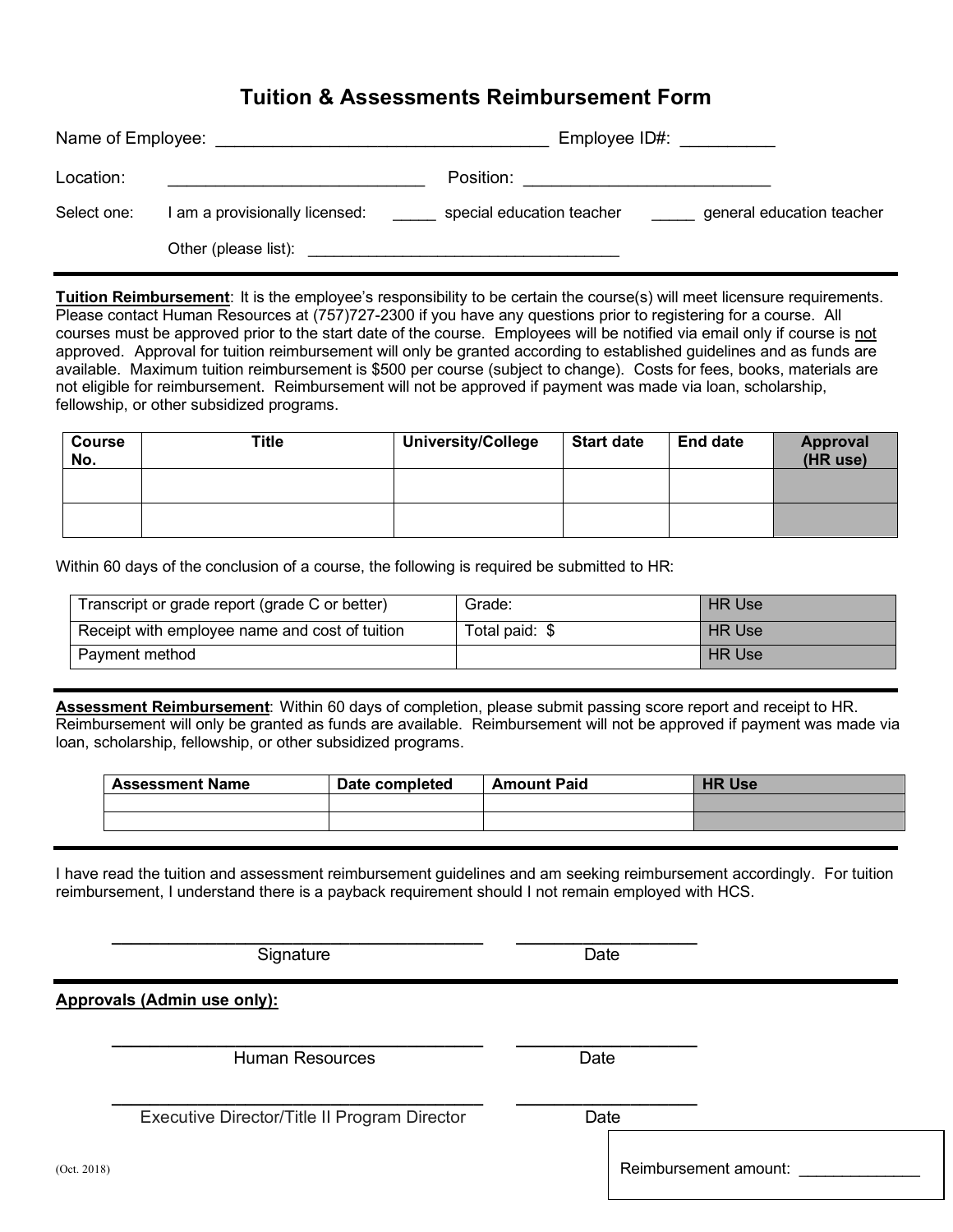# Tuition & Assessments Reimbursement Form

Name of Employee: ___________________________________ Employee ID#: __________

Location: ___________________________ Position: __________________________

Select one: I am a provisionally licensed: _____ special education teacher _____ general education teacher

Other (please list): ____________________________________

---

**Tuition Reimbursement**: It is the employee's responsibility to be certain the course(s) will meet licensure requirements. Please contact Human Resources at (757)727-2300 if you have any questions prior to registering for a course. All courses must be approved prior to the start date of the course. Employees will be notified via email only if course is not approved. Approval for tuition reimbursement will only be granted according to established guidelines and as funds are available. Maximum tuition reimbursement is $500 per course (subject to change). Costs for fees, books, materials are not eligible for reimbursement. Reimbursement will not be approved if payment was made via loan, scholarship, fellowship, or other subsidized programs.

| Course No. | Title | University/College | Start date | End date | Approval (HR use) |
|---|---|---|---|---|---|
| | | | | | |
| | | | | | |

Within 60 days of the conclusion of a course, the following is required be submitted to HR:

| | | |
|---|---|---|
| Transcript or grade report (grade C or better) | Grade: | HR Use |
| Receipt with employee name and cost of tuition | Total paid: $ | HR Use |
| Payment method | | HR Use |

---

**Assessment Reimbursement**: Within 60 days of completion, please submit passing score report and receipt to HR. Reimbursement will only be granted as funds are available. Reimbursement will not be approved if payment was made via loan, scholarship, fellowship, or other subsidized programs.

| Assessment Name | Date completed | Amount Paid | HR Use |
|---|---|---|---|
| | | | |
| | | | |

---

I have read the tuition and assessment reimbursement guidelines and am seeking reimbursement accordingly. For tuition reimbursement, I understand there is a payback requirement should I not remain employed with HCS.

________________________________________ ____________________
Signature Date

---

**Approvals (Admin use only):**

________________________________________ ____________________
Human Resources Date

________________________________________ ____________________
Executive Director/Title II Program Director Date

Reimbursement amount: ______________

(Oct. 2018)